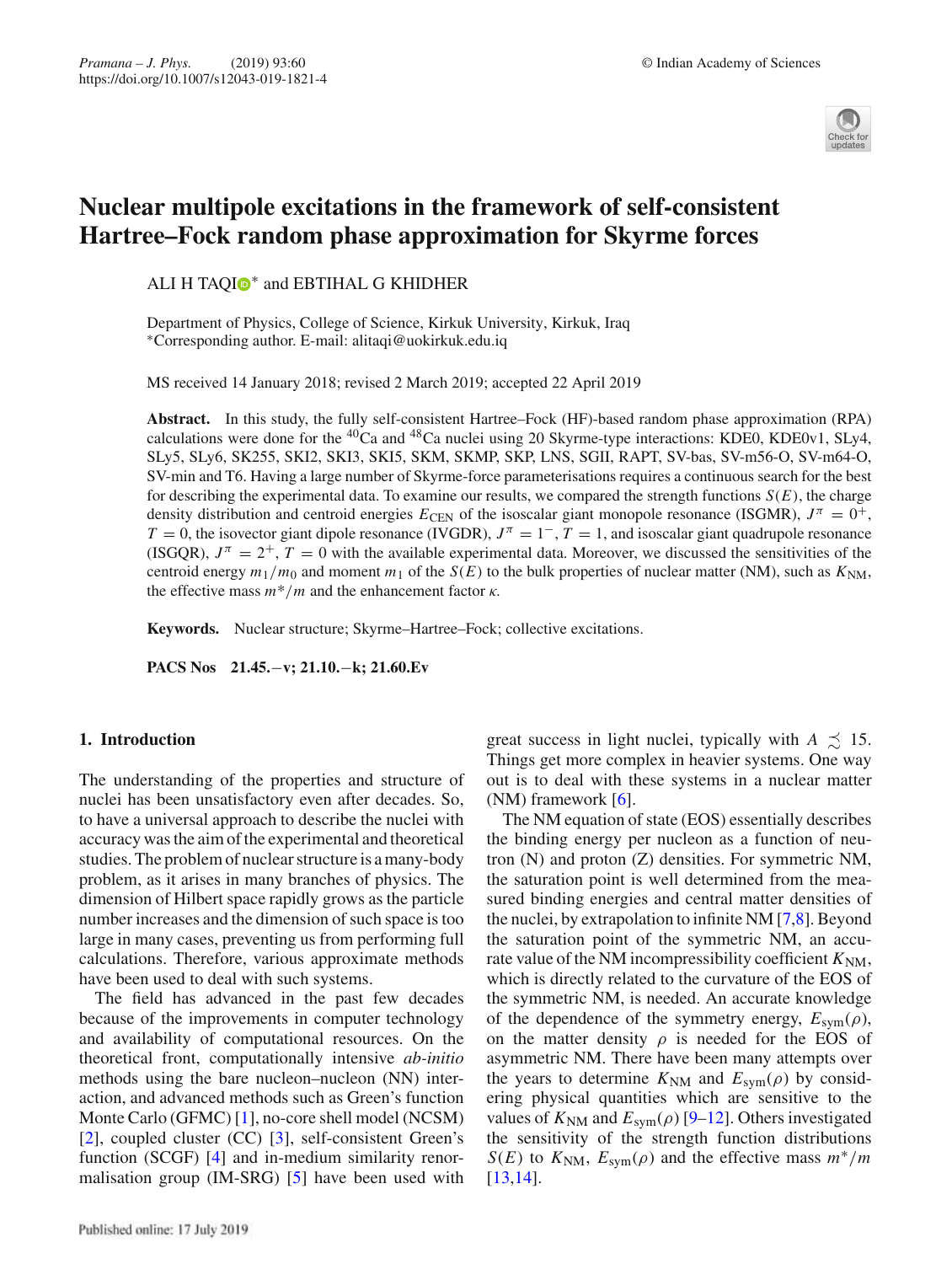# Nuclear multipole excitations in the framework of self-consistent Hartree–Fock random phase approximation for Skyrme forces

ALI H TAQI* and EBTIHAL G KHIDHER

Department of Physics, College of Science, Kirkuk University, Kirkuk, Iraq
*Corresponding author. E-mail: alitaqi@uokirkuk.edu.iq

MS received 14 January 2018; revised 2 March 2019; accepted 22 April 2019

**Abstract.** In this study, the fully self-consistent Hartree–Fock (HF)-based random phase approximation (RPA) calculations were done for the $^{40}$Ca and $^{48}$Ca nuclei using 20 Skyrme-type interactions: KDE0, KDE0v1, SLy4, SLy5, SLy6, SK255, SKI2, SKI3, SKI5, SKM, SKMP, SKP, LNS, SGII, RAPT, SV-bas, SV-m56-O, SV-m64-O, SV-min and T6. Having a large number of Skyrme-force parameterisations requires a continuous search for the best for describing the experimental data. To examine our results, we compared the strength functions $S(E)$, the charge density distribution and centroid energies $E_{\mathrm{CEN}}$ of the isoscalar giant monopole resonance (ISGMR), $J^{\pi} = 0^{+}$, $T = 0$, the isovector giant dipole resonance (IVGDR), $J^{\pi} = 1^{-}$, $T = 1$, and isoscalar giant quadrupole resonance (ISGQR), $J^{\pi} = 2^{+}$, $T = 0$ with the available experimental data. Moreover, we discussed the sensitivities of the centroid energy $m_1/m_0$ and moment $m_1$ of the $S(E)$ to the bulk properties of nuclear matter (NM), such as $K_{\mathrm{NM}}$, the effective mass $m^*/m$ and the enhancement factor $\kappa$.

**Keywords.** Nuclear structure; Skyrme–Hartree–Fock; collective excitations.

**PACS Nos** 21.45.−v; 21.10.−k; 21.60.Ev

## 1. Introduction

The understanding of the properties and structure of nuclei has been unsatisfactory even after decades. So, to have a universal approach to describe the nuclei with accuracy was the aim of the experimental and theoretical studies. The problem of nuclear structure is a many-body problem, as it arises in many branches of physics. The dimension of Hilbert space rapidly grows as the particle number increases and the dimension of such space is too large in many cases, preventing us from performing full calculations. Therefore, various approximate methods have been used to deal with such systems.

The field has advanced in the past few decades because of the improvements in computer technology and availability of computational resources. On the theoretical front, computationally intensive *ab-initio* methods using the bare nucleon–nucleon (NN) interaction, and advanced methods such as Green's function Monte Carlo (GFMC) [1], no-core shell model (NCSM) [2], coupled cluster (CC) [3], self-consistent Green's function (SCGF) [4] and in-medium similarity renormalisation group (IM-SRG) [5] have been used with great success in light nuclei, typically with $A \precsim 15$. Things get more complex in heavier systems. One way out is to deal with these systems in a nuclear matter (NM) framework [6].

The NM equation of state (EOS) essentially describes the binding energy per nucleon as a function of neutron (N) and proton (Z) densities. For symmetric NM, the saturation point is well determined from the measured binding energies and central matter densities of the nuclei, by extrapolation to infinite NM [7,8]. Beyond the saturation point of the symmetric NM, an accurate value of the NM incompressibility coefficient $K_{\mathrm{NM}}$, which is directly related to the curvature of the EOS of the symmetric NM, is needed. An accurate knowledge of the dependence of the symmetry energy, $E_{\mathrm{sym}}(\rho)$, on the matter density $\rho$ is needed for the EOS of asymmetric NM. There have been many attempts over the years to determine $K_{\mathrm{NM}}$ and $E_{\mathrm{sym}}(\rho)$ by considering physical quantities which are sensitive to the values of $K_{\mathrm{NM}}$ and $E_{\mathrm{sym}}(\rho)$ [9–12]. Others investigated the sensitivity of the strength function distributions $S(E)$ to $K_{\mathrm{NM}}$, $E_{\mathrm{sym}}(\rho)$ and the effective mass $m^*/m$ [13,14].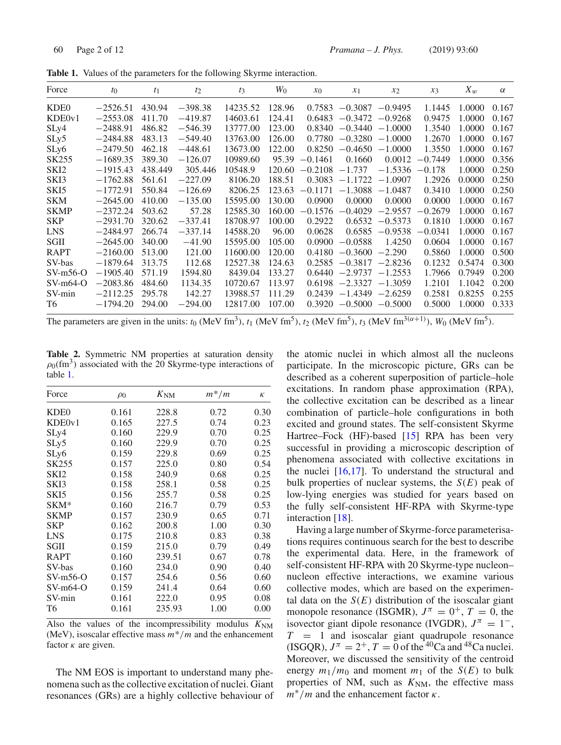**Table 1.** Values of the parameters for the following Skyrme interaction.

| Force | $t_0$ | $t_1$ | $t_2$ | $t_3$ | $W_0$ | $x_0$ | $x_1$ | $x_2$ | $x_3$ | $X_w$ | $\alpha$ |
|---|---|---|---|---|---|---|---|---|---|---|---|
| KDE0 | −2526.51 | 430.94 | −398.38 | 14235.52 | 128.96 | 0.7583 | −0.3087 | −0.9495 | 1.1445 | 1.0000 | 0.167 |
| KDE0v1 | −2553.08 | 411.70 | −419.87 | 14603.61 | 124.41 | 0.6483 | −0.3472 | −0.9268 | 0.9475 | 1.0000 | 0.167 |
| SLy4 | −2488.91 | 486.82 | −546.39 | 13777.00 | 123.00 | 0.8340 | −0.3440 | −1.0000 | 1.3540 | 1.0000 | 0.167 |
| SLy5 | −2484.88 | 483.13 | −549.40 | 13763.00 | 126.00 | 0.7780 | −0.3280 | −1.0000 | 1.2670 | 1.0000 | 0.167 |
| SLy6 | −2479.50 | 462.18 | −448.61 | 13673.00 | 122.00 | 0.8250 | −0.4650 | −1.0000 | 1.3550 | 1.0000 | 0.167 |
| SK255 | −1689.35 | 389.30 | −126.07 | 10989.60 | 95.39 | −0.1461 | 0.1660 | 0.0012 | −0.7449 | 1.0000 | 0.356 |
| SKI2 | −1915.43 | 438.449 | 305.446 | 10548.9 | 120.60 | −0.2108 | −1.737 | −1.5336 | −0.178 | 1.0000 | 0.250 |
| SKI3 | −1762.88 | 561.61 | −227.09 | 8106.20 | 188.51 | 0.3083 | −1.1722 | −1.0907 | 1.2926 | 0.0000 | 0.250 |
| SKI5 | −1772.91 | 550.84 | −126.69 | 8206.25 | 123.63 | −0.1171 | −1.3088 | −1.0487 | 0.3410 | 1.0000 | 0.250 |
| SKM | −2645.00 | 410.00 | −135.00 | 15595.00 | 130.00 | 0.0900 | 0.0000 | 0.0000 | 0.0000 | 1.0000 | 0.167 |
| SKMP | −2372.24 | 503.62 | 57.28 | 12585.30 | 160.00 | −0.1576 | −0.4029 | −2.9557 | −0.2679 | 1.0000 | 0.167 |
| SKP | −2931.70 | 320.62 | −337.41 | 18708.97 | 100.00 | 0.2922 | 0.6532 | −0.5373 | 0.1810 | 1.0000 | 0.167 |
| LNS | −2484.97 | 266.74 | −337.14 | 14588.20 | 96.00 | 0.0628 | 0.6585 | −0.9538 | −0.0341 | 1.0000 | 0.167 |
| SGII | −2645.00 | 340.00 | −41.90 | 15595.00 | 105.00 | 0.0900 | −0.0588 | 1.4250 | 0.0604 | 1.0000 | 0.167 |
| RAPT | −2160.00 | 513.00 | 121.00 | 11600.00 | 120.00 | 0.4180 | −0.3600 | −2.290 | 0.5860 | 1.0000 | 0.500 |
| SV-bas | −1879.64 | 313.75 | 112.68 | 12527.38 | 124.63 | 0.2585 | −0.3817 | −2.8236 | 0.1232 | 0.5474 | 0.300 |
| SV-m56-O | −1905.40 | 571.19 | 1594.80 | 8439.04 | 133.27 | 0.6440 | −2.9737 | −1.2553 | 1.7966 | 0.7949 | 0.200 |
| SV-m64-O | −2083.86 | 484.60 | 1134.35 | 10720.67 | 113.97 | 0.6198 | −2.3327 | −1.3059 | 1.2101 | 1.1042 | 0.200 |
| SV-min | −2112.25 | 295.78 | 142.27 | 13988.57 | 111.29 | 0.2439 | −1.4349 | −2.6259 | 0.2581 | 0.8255 | 0.255 |
| T6 | −1794.20 | 294.00 | −294.00 | 12817.00 | 107.00 | 0.3920 | −0.5000 | −0.5000 | 0.5000 | 1.0000 | 0.333 |

The parameters are given in the units: $t_0$ (MeV fm$^3$), $t_1$ (MeV fm$^5$), $t_2$ (MeV fm$^5$), $t_3$ (MeV fm$^{3(\alpha+1)}$), $W_0$ (MeV fm$^5$).

**Table 2.** Symmetric NM properties at saturation density $\rho_0$(fm$^3$) associated with the 20 Skyrme-type interactions of table 1.

| Force | $\rho_0$ | $K_{\mathrm{NM}}$ | $m^*/m$ | $\kappa$ |
|---|---|---|---|---|
| KDE0 | 0.161 | 228.8 | 0.72 | 0.30 |
| KDE0v1 | 0.165 | 227.5 | 0.74 | 0.23 |
| SLy4 | 0.160 | 229.9 | 0.70 | 0.25 |
| SLy5 | 0.160 | 229.9 | 0.70 | 0.25 |
| SLy6 | 0.159 | 229.8 | 0.69 | 0.25 |
| SK255 | 0.157 | 225.0 | 0.80 | 0.54 |
| SKI2 | 0.158 | 240.9 | 0.68 | 0.25 |
| SKI3 | 0.158 | 258.1 | 0.58 | 0.25 |
| SKI5 | 0.156 | 255.7 | 0.58 | 0.25 |
| SKM* | 0.160 | 216.7 | 0.79 | 0.53 |
| SKMP | 0.157 | 230.9 | 0.65 | 0.71 |
| SKP | 0.162 | 200.8 | 1.00 | 0.30 |
| LNS | 0.175 | 210.8 | 0.83 | 0.38 |
| SGII | 0.159 | 215.0 | 0.79 | 0.49 |
| RAPT | 0.160 | 239.51 | 0.67 | 0.78 |
| SV-bas | 0.160 | 234.0 | 0.90 | 0.40 |
| SV-m56-O | 0.157 | 254.6 | 0.56 | 0.60 |
| SV-m64-O | 0.159 | 241.4 | 0.64 | 0.60 |
| SV-min | 0.161 | 222.0 | 0.95 | 0.08 |
| T6 | 0.161 | 235.93 | 1.00 | 0.00 |

Also the values of the incompressibility modulus $K_{\mathrm{NM}}$ (MeV), isoscalar effective mass $m^*/m$ and the enhancement factor $\kappa$ are given.

The NM EOS is important to understand many phenomena such as the collective excitation of nuclei. Giant resonances (GRs) are a highly collective behaviour of the atomic nuclei in which almost all the nucleons participate. In the microscopic picture, GRs can be described as a coherent superposition of particle–hole excitations. In random phase approximation (RPA), the collective excitation can be described as a linear combination of particle–hole configurations in both excited and ground states. The self-consistent Skyrme Hartree–Fock (HF)-based [15] RPA has been very successful in providing a microscopic description of phenomena associated with collective excitations in the nuclei [16,17]. To understand the structural and bulk properties of nuclear systems, the $S(E)$ peak of low-lying energies was studied for years based on the fully self-consistent HF-RPA with Skyrme-type interaction [18].

Having a large number of Skyrme-force parameterisations requires continuous search for the best to describe the experimental data. Here, in the framework of self-consistent HF-RPA with 20 Skyrme-type nucleon–nucleon effective interactions, we examine various collective modes, which are based on the experimental data on the $S(E)$ distribution of the isoscalar giant monopole resonance (ISGMR), $J^\pi = 0^+$, $T = 0$, the isovector giant dipole resonance (IVGDR), $J^\pi = 1^-$, $T = 1$ and isoscalar giant quadrupole resonance (ISGQR), $J^\pi = 2^+$, $T = 0$ of the $^{40}$Ca and $^{48}$Ca nuclei. Moreover, we discussed the sensitivity of the centroid energy $m_1/m_0$ and moment $m_1$ of the $S(E)$ to bulk properties of NM, such as $K_{\mathrm{NM}}$, the effective mass $m^*/m$ and the enhancement factor $\kappa$.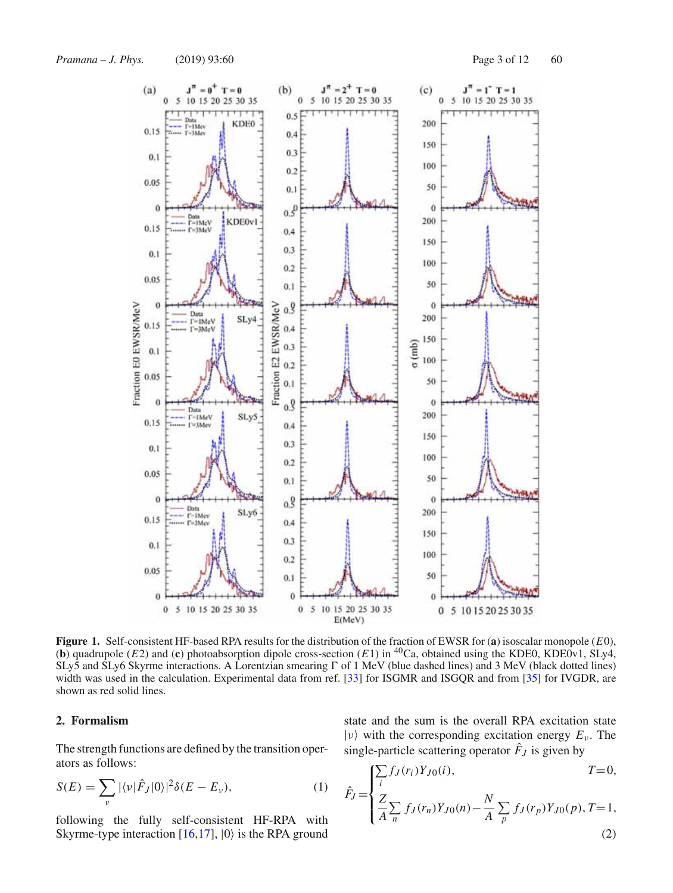**Figure 1.** Self-consistent HF-based RPA results for the distribution of the fraction of EWSR for (**a**) isoscalar monopole ($E0$), (**b**) quadrupole ($E2$) and (**c**) photoabsorption dipole cross-section ($E1$) in $^{40}$Ca, obtained using the KDE0, KDE0v1, SLy4, SLy5 and SLy6 Skyrme interactions. A Lorentzian smearing Γ of 1 MeV (blue dashed lines) and 3 MeV (black dotted lines) width was used in the calculation. Experimental data from ref. [33] for ISGMR and ISGQR and from [35] for IVGDR, are shown as red solid lines.

## 2. Formalism

The strength functions are defined by the transition operators as follows:

$$S(E) = \sum_{\nu} |\langle \nu | \hat{F}_J | 0 \rangle|^2 \delta(E - E_\nu), \tag{1}$$

following the fully self-consistent HF-RPA with Skyrme-type interaction [16,17], $|0\rangle$ is the RPA ground state and the sum is the overall RPA excitation state $|\nu\rangle$ with the corresponding excitation energy $E_\nu$. The single-particle scattering operator $\hat{F}_J$ is given by

$$\hat{F}_J = \begin{cases} \sum_i f_J(r_i) Y_{J0}(i), & T=0, \\ \dfrac{Z}{A} \sum_n f_J(r_n) Y_{J0}(n) - \dfrac{N}{A} \sum_p f_J(r_p) Y_{J0}(p), & T=1, \end{cases} \tag{2}$$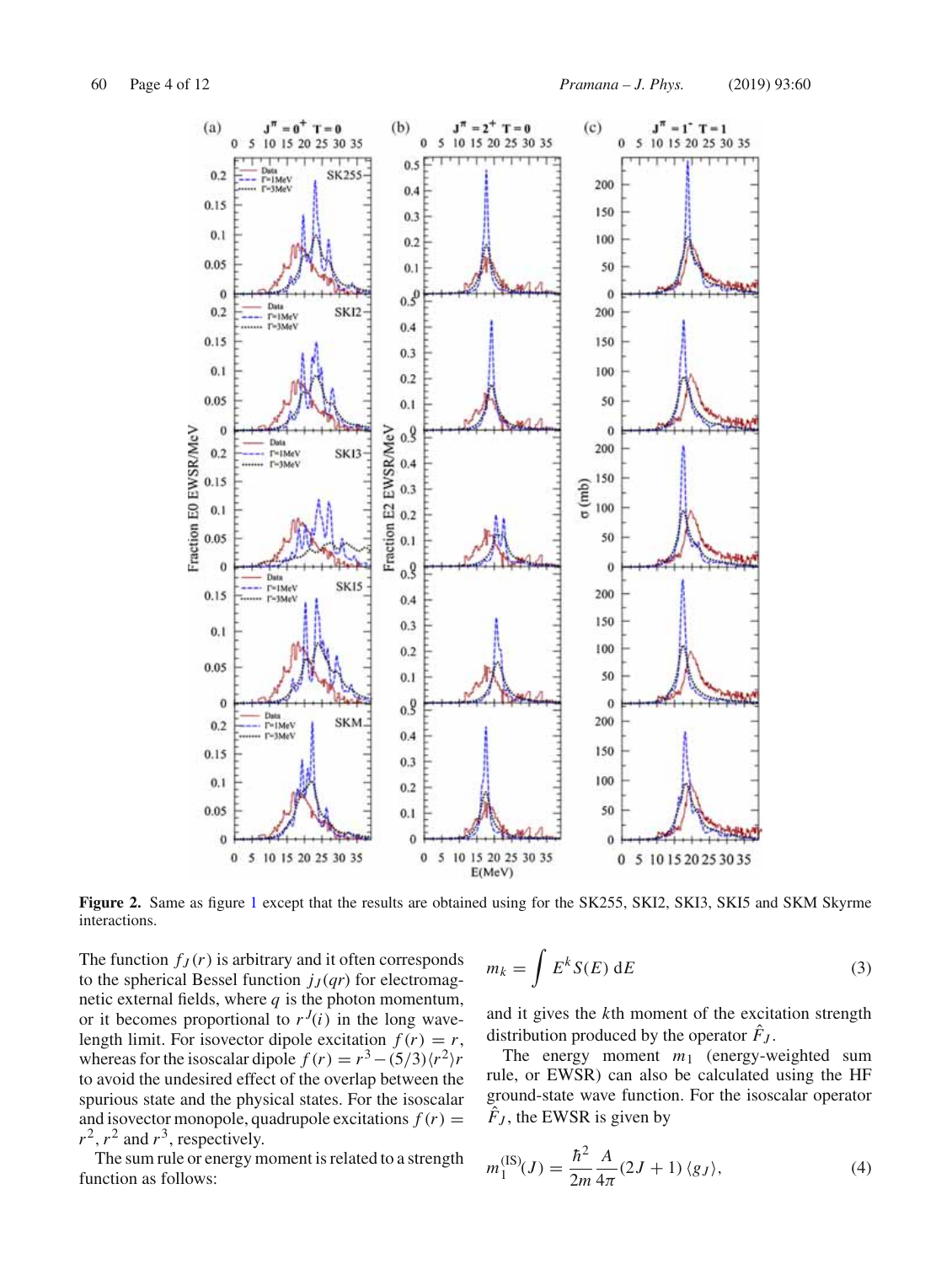**Figure 2.** Same as figure 1 except that the results are obtained using for the SK255, SKI2, SKI3, SKI5 and SKM Skyrme interactions.

The function $f_J(r)$ is arbitrary and it often corresponds to the spherical Bessel function $j_J(qr)$ for electromagnetic external fields, where $q$ is the photon momentum, or it becomes proportional to $r^J(i)$ in the long wavelength limit. For isovector dipole excitation $f(r) = r$, whereas for the isoscalar dipole $f(r) = r^3 - (5/3)\langle r^2 \rangle r$ to avoid the undesired effect of the overlap between the spurious state and the physical states. For the isoscalar and isovector monopole, quadrupole excitations $f(r) = r^2$, $r^2$ and $r^3$, respectively.

The sum rule or energy moment is related to a strength function as follows:

$$m_k = \int E^k S(E)\, \mathrm{d}E \tag{3}$$

and it gives the $k$th moment of the excitation strength distribution produced by the operator $\hat{F}_J$.

The energy moment $m_1$ (energy-weighted sum rule, or EWSR) can also be calculated using the HF ground-state wave function. For the isoscalar operator $\hat{F}_J$, the EWSR is given by

$$m_1^{(\mathrm{IS})}(J) = \frac{\hbar^2}{2m} \frac{A}{4\pi} (2J+1) \langle g_J \rangle, \tag{4}$$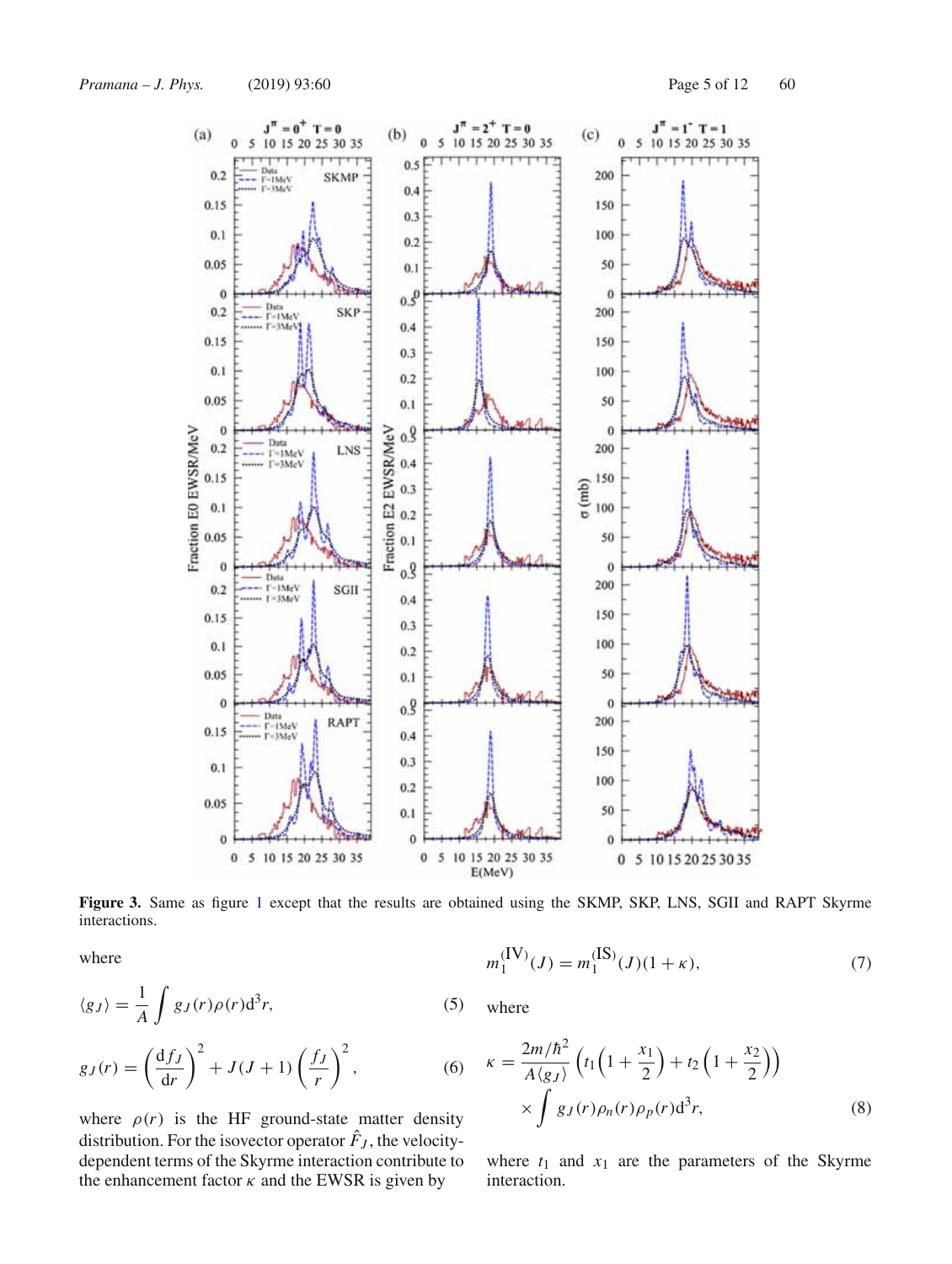**Figure 3.** Same as figure 1 except that the results are obtained using the SKMP, SKP, LNS, SGII and RAPT Skyrme interactions.

where

$$\langle g_J \rangle = \frac{1}{A} \int g_J(r)\rho(r)\mathrm{d}^3r, \tag{5}$$

$$g_J(r) = \left(\frac{\mathrm{d}f_J}{\mathrm{d}r}\right)^2 + J(J+1)\left(\frac{f_J}{r}\right)^2, \tag{6}$$

where $\rho(r)$ is the HF ground-state matter density distribution. For the isovector operator $\hat{F}_J$, the velocity-dependent terms of the Skyrme interaction contribute to the enhancement factor $\kappa$ and the EWSR is given by

$$m_1^{(\mathrm{IV})}(J) = m_1^{(\mathrm{IS})}(J)(1+\kappa), \tag{7}$$

where

$$\kappa = \frac{2m/\hbar^2}{A\langle g_J \rangle}\left(t_1\left(1+\frac{x_1}{2}\right) + t_2\left(1+\frac{x_2}{2}\right)\right) \times \int g_J(r)\rho_n(r)\rho_p(r)\mathrm{d}^3r, \tag{8}$$

where $t_1$ and $x_1$ are the parameters of the Skyrme interaction.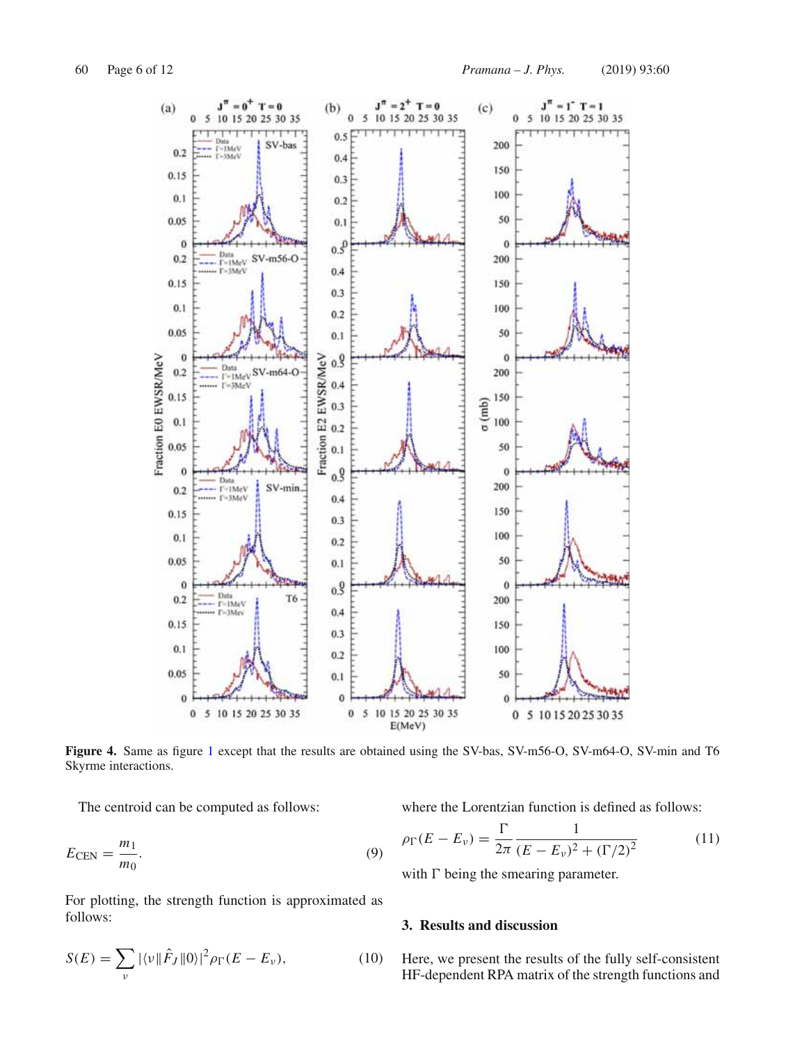**Figure 4.** Same as figure 1 except that the results are obtained using the SV-bas, SV-m56-O, SV-m64-O, SV-min and T6 Skyrme interactions.

The centroid can be computed as follows:

$$E_{\text{CEN}} = \frac{m_1}{m_0}. \tag{9}$$

For plotting, the strength function is approximated as follows:

$$S(E) = \sum_{\nu} |\langle \nu \| \hat{F}_J \| 0 \rangle|^2 \rho_{\Gamma}(E - E_{\nu}), \tag{10}$$

where the Lorentzian function is defined as follows:

$$\rho_{\Gamma}(E - E_{\nu}) = \frac{\Gamma}{2\pi} \frac{1}{(E - E_{\nu})^2 + (\Gamma/2)^2} \tag{11}$$

with $\Gamma$ being the smearing parameter.

## 3. Results and discussion

Here, we present the results of the fully self-consistent HF-dependent RPA matrix of the strength functions and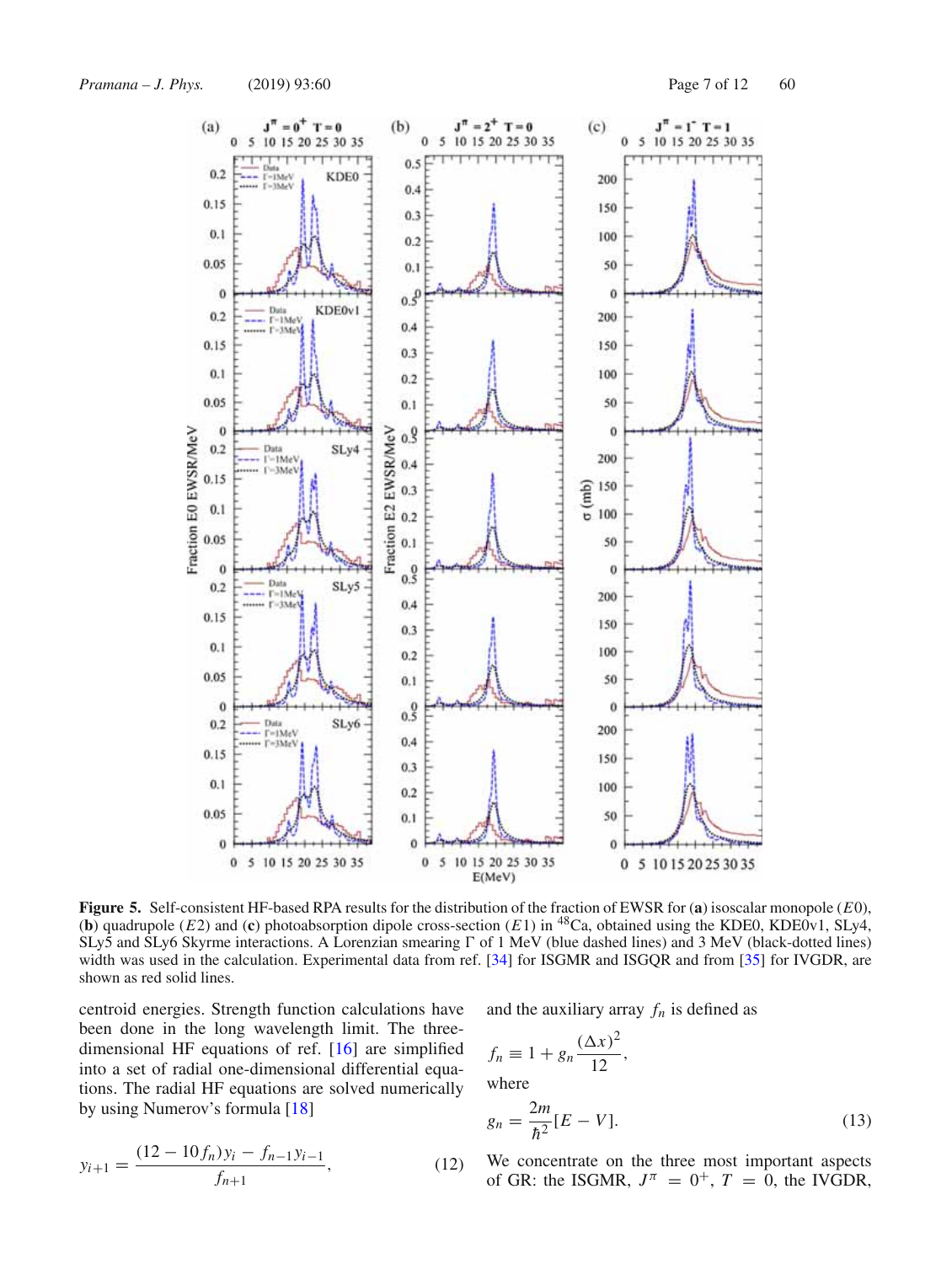**Figure 5.** Self-consistent HF-based RPA results for the distribution of the fraction of EWSR for (**a**) isoscalar monopole ($E0$), (**b**) quadrupole ($E2$) and (**c**) photoabsorption dipole cross-section ($E1$) in $^{48}$Ca, obtained using the KDE0, KDE0v1, SLy4, SLy5 and SLy6 Skyrme interactions. A Lorenzian smearing $\Gamma$ of 1 MeV (blue dashed lines) and 3 MeV (black-dotted lines) width was used in the calculation. Experimental data from ref. [34] for ISGMR and ISGQR and from [35] for IVGDR, are shown as red solid lines.

centroid energies. Strength function calculations have been done in the long wavelength limit. The three-dimensional HF equations of ref. [16] are simplified into a set of radial one-dimensional differential equations. The radial HF equations are solved numerically by using Numerov's formula [18]

$$y_{i+1} = \frac{(12 - 10 f_n) y_i - f_{n-1} y_{i-1}}{f_{n+1}}, \tag{12}$$

and the auxiliary array $f_n$ is defined as

$$f_n \equiv 1 + g_n \frac{(\Delta x)^2}{12},$$

where

$$g_n = \frac{2m}{\hbar^2}[E - V]. \tag{13}$$

We concentrate on the three most important aspects of GR: the ISGMR, $J^\pi = 0^+$, $T = 0$, the IVGDR,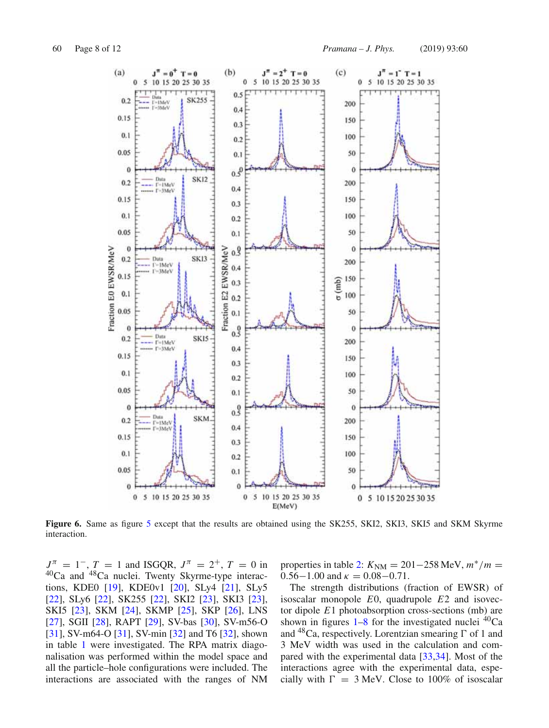**Figure 6.** Same as figure 5 except that the results are obtained using the SK255, SKI2, SKI3, SKI5 and SKM Skyrme interaction.

$J^{\pi} = 1^{-}$, $T = 1$ and ISGQR, $J^{\pi} = 2^{+}$, $T = 0$ in $^{40}$Ca and $^{48}$Ca nuclei. Twenty Skyrme-type interactions, KDE0 [19], KDE0v1 [20], SLy4 [21], SLy5 [22], SLy6 [22], SK255 [22], SKI2 [23], SKI3 [23], SKI5 [23], SKM [24], SKMP [25], SKP [26], LNS [27], SGII [28], RAPT [29], SV-bas [30], SV-m56-O [31], SV-m64-O [31], SV-min [32] and T6 [32], shown in table 1 were investigated. The RPA matrix diagonalisation was performed within the model space and all the particle–hole configurations were included. The interactions are associated with the ranges of NM properties in table 2: $K_{\rm NM} = 201{-}258$ MeV, $m^{*}/m = 0.56{-}1.00$ and $\kappa = 0.08{-}0.71$.

The strength distributions (fraction of EWSR) of isoscalar monopole $E0$, quadrupole $E2$ and isovector dipole $E1$ photoabsorption cross-sections (mb) are shown in figures 1–8 for the investigated nuclei $^{40}$Ca and $^{48}$Ca, respectively. Lorentzian smearing $\Gamma$ of 1 and 3 MeV width was used in the calculation and compared with the experimental data [33,34]. Most of the interactions agree with the experimental data, especially with $\Gamma = 3$ MeV. Close to 100% of isoscalar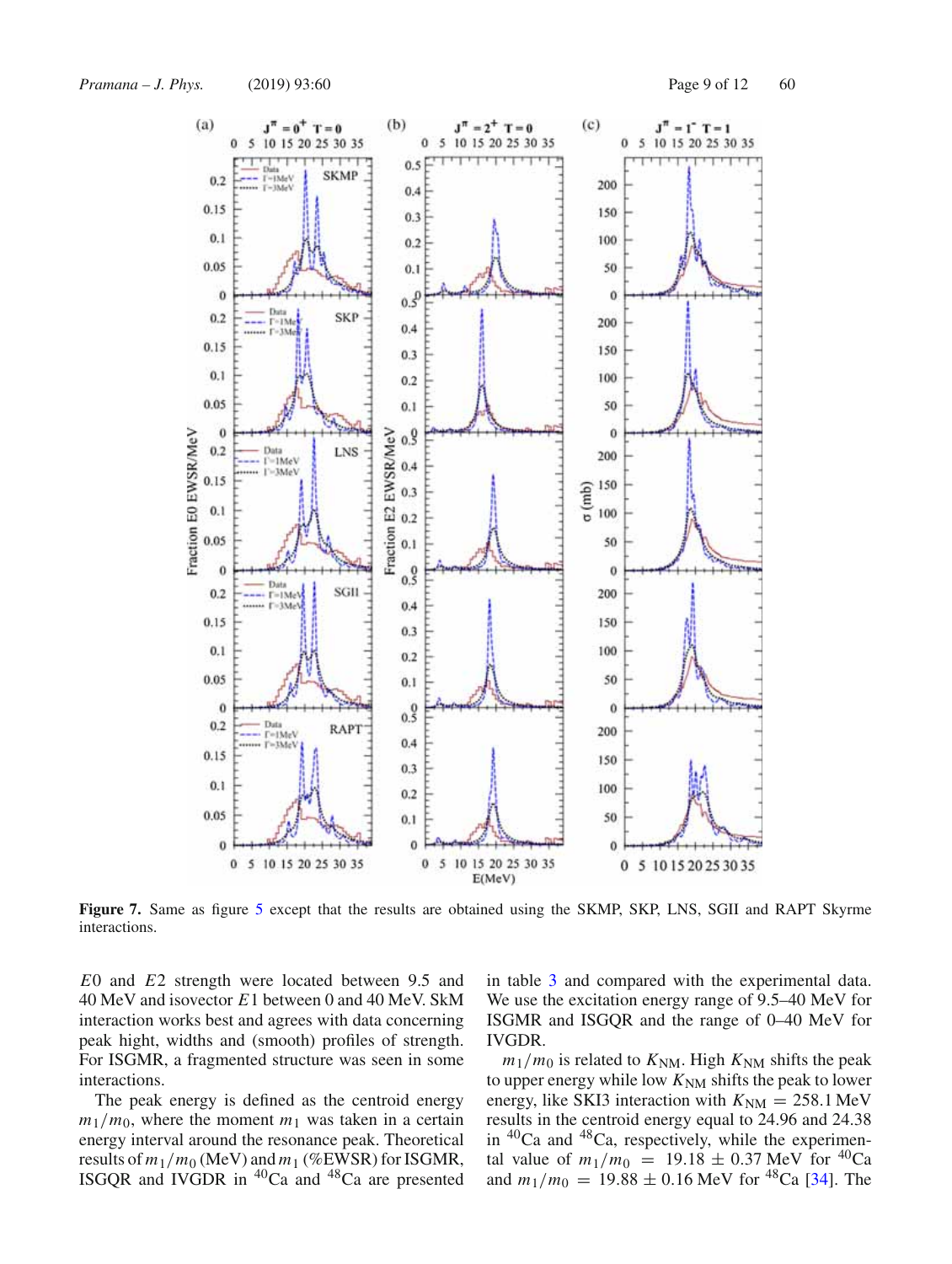**Figure 7.** Same as figure 5 except that the results are obtained using the SKMP, SKP, LNS, SGII and RAPT Skyrme interactions.

$E0$ and $E2$ strength were located between 9.5 and 40 MeV and isovector $E1$ between 0 and 40 MeV. SkM interaction works best and agrees with data concerning peak hight, widths and (smooth) profiles of strength. For ISGMR, a fragmented structure was seen in some interactions.

The peak energy is defined as the centroid energy $m_1/m_0$, where the moment $m_1$ was taken in a certain energy interval around the resonance peak. Theoretical results of $m_1/m_0$ (MeV) and $m_1$ (%EWSR) for ISGMR, ISGQR and IVGDR in $^{40}$Ca and $^{48}$Ca are presented in table 3 and compared with the experimental data. We use the excitation energy range of 9.5–40 MeV for ISGMR and ISGQR and the range of 0–40 MeV for IVGDR.

$m_1/m_0$ is related to $K_{\mathrm{NM}}$. High $K_{\mathrm{NM}}$ shifts the peak to upper energy while low $K_{\mathrm{NM}}$ shifts the peak to lower energy, like SKI3 interaction with $K_{\mathrm{NM}} = 258.1$ MeV results in the centroid energy equal to 24.96 and 24.38 in $^{40}$Ca and $^{48}$Ca, respectively, while the experimental value of $m_1/m_0 = 19.18 \pm 0.37$ MeV for $^{40}$Ca and $m_1/m_0 = 19.88 \pm 0.16$ MeV for $^{48}$Ca [34]. The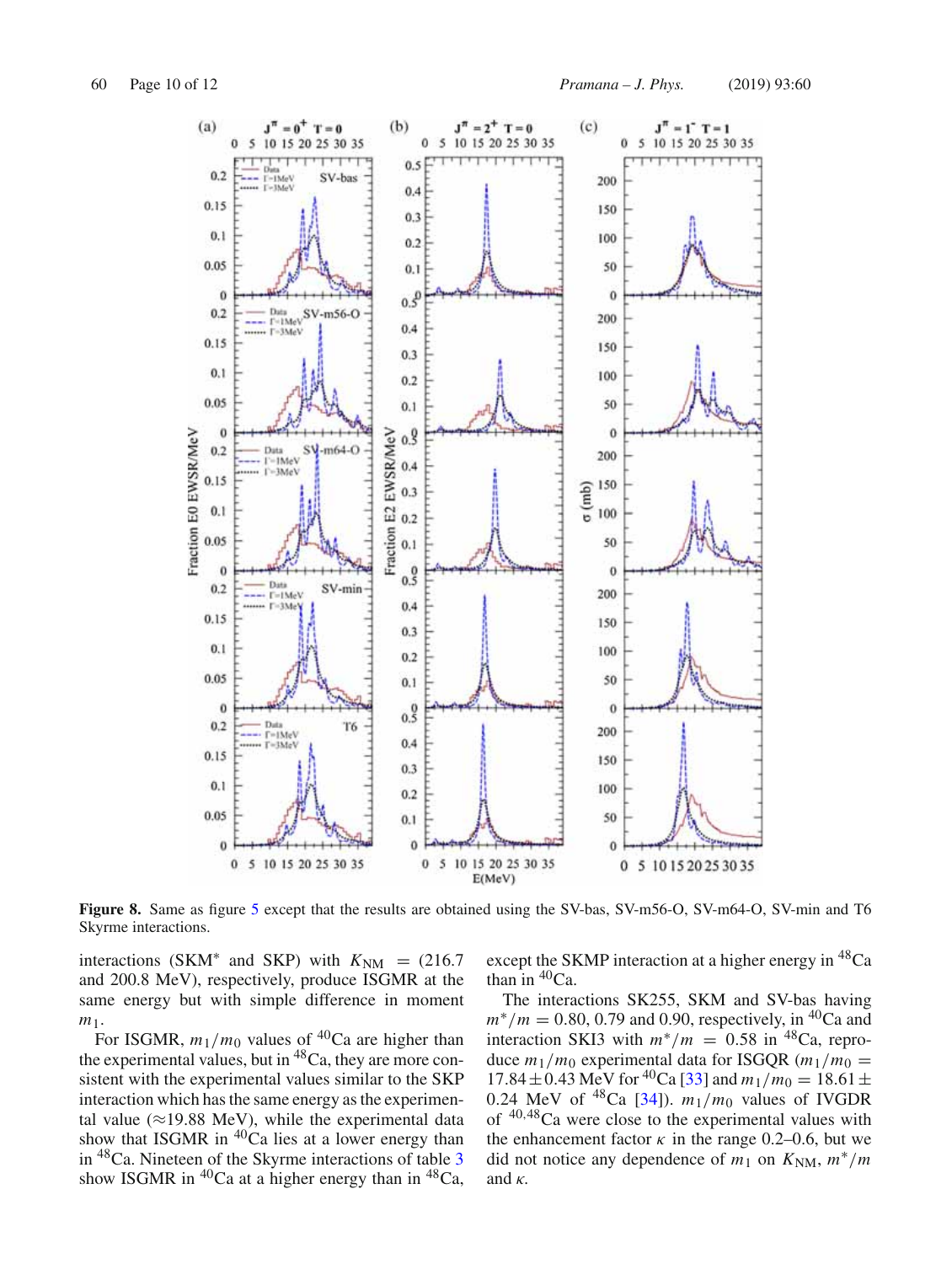**Figure 8.** Same as figure 5 except that the results are obtained using the SV-bas, SV-m56-O, SV-m64-O, SV-min and T6 Skyrme interactions.

interactions (SKM* and SKP) with $K_{NM} = (216.7$ and $200.8$ MeV), respectively, produce ISGMR at the same energy but with simple difference in moment $m_1$.

For ISGMR, $m_1/m_0$ values of $^{40}$Ca are higher than the experimental values, but in $^{48}$Ca, they are more consistent with the experimental values similar to the SKP interaction which has the same energy as the experimental value ($\approx$19.88 MeV), while the experimental data show that ISGMR in $^{40}$Ca lies at a lower energy than in $^{48}$Ca. Nineteen of the Skyrme interactions of table 3 show ISGMR in $^{40}$Ca at a higher energy than in $^{48}$Ca, except the SKMP interaction at a higher energy in $^{48}$Ca than in $^{40}$Ca.

The interactions SK255, SKM and SV-bas having $m^*/m = 0.80$, 0.79 and 0.90, respectively, in $^{40}$Ca and interaction SKI3 with $m^*/m = 0.58$ in $^{48}$Ca, reproduce $m_1/m_0$ experimental data for ISGQR ($m_1/m_0 = 17.84 \pm 0.43$ MeV for $^{40}$Ca [33] and $m_1/m_0 = 18.61 \pm 0.24$ MeV of $^{48}$Ca [34]). $m_1/m_0$ values of IVGDR of $^{40,48}$Ca were close to the experimental values with the enhancement factor $\kappa$ in the range 0.2–0.6, but we did not notice any dependence of $m_1$ on $K_{NM}$, $m^*/m$ and $\kappa$.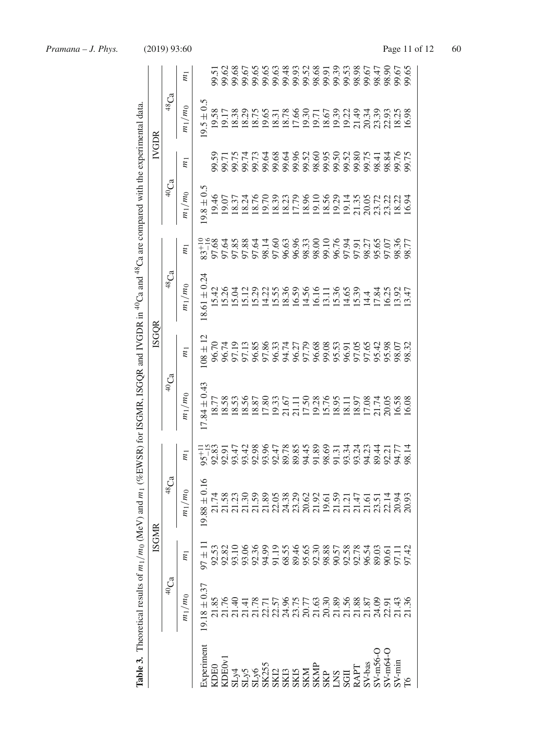**Table 3.** Theoretical results of $m_1/m_0$ (MeV) and $m_1$ (%EWSR) for ISGMR, ISGQR and IVGDR in $^{40}$Ca and $^{48}$Ca are compared with the experimental data.

| | ISGMR | | | | ISGQR | | | | IVGDR | | | |
|---|---|---|---|---|---|---|---|---|---|---|---|---|
| | $^{40}$Ca | | $^{48}$Ca | | $^{40}$Ca | | $^{48}$Ca | | $^{40}$Ca | | $^{48}$Ca | |
| | $m_1/m_0$ | $m_1$ | $m_1/m_0$ | $m_1$ | $m_1/m_0$ | $m_1$ | $m_1/m_0$ | $m_1$ | $m_1/m_0$ | $m_1$ | $m_1/m_0$ | $m_1$ |
| Experiment | $19.18 \pm 0.37$ | $97 \pm 11$ | $19.88 \pm 0.16$ | $95^{+11}_{-15}$ | $17.84 \pm 0.43$ | $108 \pm 12$ | $18.61 \pm 0.24$ | $83^{+10}_{-16}$ | $19.8 \pm 0.5$ | | $19.5 \pm 0.5$ | |
| KDE0 | 21.85 | 92.53 | 21.74 | 92.83 | 18.77 | 96.70 | 15.42 | 97.68 | 19.46 | 99.59 | 19.58 | 99.51 |
| KDE0v1 | 21.76 | 92.82 | 21.58 | 92.91 | 18.58 | 96.74 | 15.26 | 97.64 | 19.07 | 99.71 | 19.17 | 99.62 |
| SLy4 | 21.40 | 93.10 | 21.23 | 93.47 | 18.53 | 97.19 | 15.04 | 97.85 | 18.37 | 99.75 | 18.38 | 99.68 |
| SLy5 | 21.41 | 93.06 | 21.30 | 93.42 | 18.56 | 97.13 | 15.12 | 97.88 | 18.24 | 99.74 | 18.29 | 99.67 |
| SLy6 | 21.78 | 92.36 | 21.59 | 92.98 | 18.87 | 96.85 | 15.29 | 97.64 | 18.76 | 99.73 | 18.75 | 99.65 |
| SK255 | 22.71 | 94.99 | 21.89 | 93.96 | 17.80 | 97.86 | 14.22 | 98.14 | 19.70 | 99.64 | 19.65 | 99.65 |
| SKI2 | 22.57 | 91.19 | 22.05 | 92.47 | 19.33 | 96.33 | 15.55 | 97.60 | 18.39 | 99.68 | 18.31 | 99.63 |
| SKI3 | 24.96 | 68.55 | 24.38 | 89.78 | 21.67 | 94.74 | 18.36 | 96.63 | 18.23 | 99.64 | 18.78 | 99.48 |
| SKI5 | 23.75 | 89.46 | 23.29 | 89.85 | 21.11 | 96.27 | 16.59 | 96.96 | 17.79 | 99.96 | 17.66 | 99.93 |
| SKM | 20.77 | 95.65 | 20.62 | 94.45 | 17.50 | 97.79 | 14.56 | 98.33 | 18.96 | 99.52 | 19.30 | 99.52 |
| SKMP | 21.63 | 92.30 | 21.92 | 91.89 | 19.28 | 96.68 | 16.16 | 98.00 | 19.10 | 98.60 | 19.71 | 98.68 |
| SKP | 20.30 | 98.88 | 19.61 | 98.69 | 15.76 | 99.08 | 13.11 | 99.10 | 18.56 | 99.95 | 18.67 | 99.91 |
| LNS | 21.89 | 90.57 | 21.59 | 91.31 | 18.95 | 95.53 | 15.36 | 96.76 | 19.29 | 99.50 | 19.39 | 99.39 |
| SGII | 21.56 | 92.58 | 21.21 | 93.34 | 18.11 | 96.91 | 14.65 | 97.94 | 19.14 | 99.52 | 19.22 | 99.53 |
| RAPT | 21.88 | 92.78 | 21.47 | 93.24 | 18.97 | 97.05 | 15.39 | 97.91 | 21.35 | 99.80 | 21.49 | 98.98 |
| SV-bas | 21.87 | 96.54 | 21.61 | 94.23 | 17.08 | 97.65 | 14.4 | 98.27 | 20.05 | 99.75 | 20.34 | 99.67 |
| SV-m56-O | 24.09 | 89.03 | 23.51 | 89.44 | 21.74 | 95.42 | 17.84 | 95.65 | 23.72 | 98.41 | 23.39 | 98.47 |
| SV-m64-O | 22.91 | 90.61 | 22.14 | 92.21 | 20.05 | 95.98 | 16.25 | 97.07 | 23.22 | 98.84 | 22.93 | 98.90 |
| SV-min | 21.43 | 97.11 | 20.94 | 94.77 | 16.58 | 98.07 | 13.92 | 98.36 | 18.22 | 99.76 | 18.25 | 99.67 |
| T6 | 21.36 | 97.42 | 20.93 | 98.14 | 16.08 | 98.32 | 13.47 | 98.77 | 16.94 | 99.75 | 16.98 | 99.65 |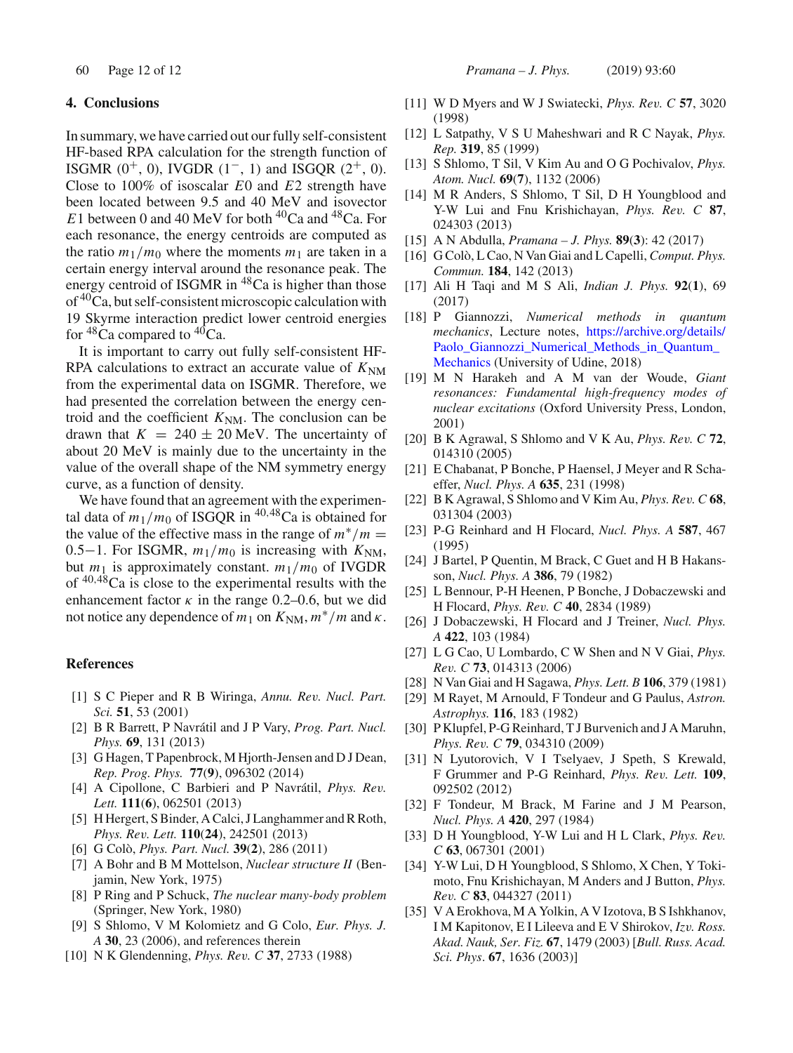## 4. Conclusions

In summary, we have carried out our fully self-consistent HF-based RPA calculation for the strength function of ISGMR ($0^+$, 0), IVGDR ($1^-$, 1) and ISGQR ($2^+$, 0). Close to 100% of isoscalar $E0$ and $E2$ strength have been located between 9.5 and 40 MeV and isovector $E1$ between 0 and 40 MeV for both $^{40}$Ca and $^{48}$Ca. For each resonance, the energy centroids are computed as the ratio $m_1/m_0$ where the moments $m_1$ are taken in a certain energy interval around the resonance peak. The energy centroid of ISGMR in $^{48}$Ca is higher than those of $^{40}$Ca, but self-consistent microscopic calculation with 19 Skyrme interaction predict lower centroid energies for $^{48}$Ca compared to $^{40}$Ca.

It is important to carry out fully self-consistent HF-RPA calculations to extract an accurate value of $K_{\mathrm{NM}}$ from the experimental data on ISGMR. Therefore, we had presented the correlation between the energy centroid and the coefficient $K_{\mathrm{NM}}$. The conclusion can be drawn that $K = 240 \pm 20$ MeV. The uncertainty of about 20 MeV is mainly due to the uncertainty in the value of the overall shape of the NM symmetry energy curve, as a function of density.

We have found that an agreement with the experimental data of $m_1/m_0$ of ISGQR in $^{40,48}$Ca is obtained for the value of the effective mass in the range of $m^*/m = 0.5{-}1$. For ISGMR, $m_1/m_0$ is increasing with $K_{\mathrm{NM}}$, but $m_1$ is approximately constant. $m_1/m_0$ of IVGDR of $^{40,48}$Ca is close to the experimental results with the enhancement factor $\kappa$ in the range 0.2–0.6, but we did not notice any dependence of $m_1$ on $K_{\mathrm{NM}}$, $m^*/m$ and $\kappa$.

## References

[1] S C Pieper and R B Wiringa, *Annu. Rev. Nucl. Part. Sci.* **51**, 53 (2001)

[2] B R Barrett, P Navrátil and J P Vary, *Prog. Part. Nucl. Phys.* **69**, 131 (2013)

[3] G Hagen, T Papenbrock, M Hjorth-Jensen and D J Dean, *Rep. Prog. Phys.* **77**(**9**), 096302 (2014)

[4] A Cipollone, C Barbieri and P Navrátil, *Phys. Rev. Lett.* **111**(**6**), 062501 (2013)

[5] H Hergert, S Binder, A Calci, J Langhammer and R Roth, *Phys. Rev. Lett.* **110**(**24**), 242501 (2013)

[6] G Colò, *Phys. Part. Nucl.* **39**(**2**), 286 (2011)

[7] A Bohr and B M Mottelson, *Nuclear structure II* (Benjamin, New York, 1975)

[8] P Ring and P Schuck, *The nuclear many-body problem* (Springer, New York, 1980)

[9] S Shlomo, V M Kolomietz and G Colo, *Eur. Phys. J. A* **30**, 23 (2006), and references therein

[10] N K Glendenning, *Phys. Rev. C* **37**, 2733 (1988)

[11] W D Myers and W J Swiatecki, *Phys. Rev. C* **57**, 3020 (1998)

[12] L Satpathy, V S U Maheshwari and R C Nayak, *Phys. Rep.* **319**, 85 (1999)

[13] S Shlomo, T Sil, V Kim Au and O G Pochivalov, *Phys. Atom. Nucl.* **69**(**7**), 1132 (2006)

[14] M R Anders, S Shlomo, T Sil, D H Youngblood and Y-W Lui and Fnu Krishichayan, *Phys. Rev. C* **87**, 024303 (2013)

[15] A N Abdulla, *Pramana – J. Phys.* **89**(**3**): 42 (2017)

[16] G Colò, L Cao, N Van Giai and L Capelli, *Comput. Phys. Commun.* **184**, 142 (2013)

[17] Ali H Taqi and M S Ali, *Indian J. Phys.* **92**(**1**), 69 (2017)

[18] P Giannozzi, *Numerical methods in quantum mechanics*, Lecture notes, https://archive.org/details/Paolo_Giannozzi_Numerical_Methods_in_Quantum_Mechanics (University of Udine, 2018)

[19] M N Harakeh and A M van der Woude, *Giant resonances: Fundamental high-frequency modes of nuclear excitations* (Oxford University Press, London, 2001)

[20] B K Agrawal, S Shlomo and V K Au, *Phys. Rev. C* **72**, 014310 (2005)

[21] E Chabanat, P Bonche, P Haensel, J Meyer and R Schaeffer, *Nucl. Phys. A* **635**, 231 (1998)

[22] B K Agrawal, S Shlomo and V Kim Au, *Phys. Rev. C* **68**, 031304 (2003)

[23] P-G Reinhard and H Flocard, *Nucl. Phys. A* **587**, 467 (1995)

[24] J Bartel, P Quentin, M Brack, C Guet and H B Hakansson, *Nucl. Phys. A* **386**, 79 (1982)

[25] L Bennour, P-H Heenen, P Bonche, J Dobaczewski and H Flocard, *Phys. Rev. C* **40**, 2834 (1989)

[26] J Dobaczewski, H Flocard and J Treiner, *Nucl. Phys. A* **422**, 103 (1984)

[27] L G Cao, U Lombardo, C W Shen and N V Giai, *Phys. Rev. C* **73**, 014313 (2006)

[28] N Van Giai and H Sagawa, *Phys. Lett. B* **106**, 379 (1981)

[29] M Rayet, M Arnould, F Tondeur and G Paulus, *Astron. Astrophys.* **116**, 183 (1982)

[30] P Klupfel, P-G Reinhard, T J Burvenich and J A Maruhn, *Phys. Rev. C* **79**, 034310 (2009)

[31] N Lyutorovich, V I Tselyaev, J Speth, S Krewald, F Grummer and P-G Reinhard, *Phys. Rev. Lett.* **109**, 092502 (2012)

[32] F Tondeur, M Brack, M Farine and J M Pearson, *Nucl. Phys. A* **420**, 297 (1984)

[33] D H Youngblood, Y-W Lui and H L Clark, *Phys. Rev. C* **63**, 067301 (2001)

[34] Y-W Lui, D H Youngblood, S Shlomo, X Chen, Y Tokimoto, Fnu Krishichayan, M Anders and J Button, *Phys. Rev. C* **83**, 044327 (2011)

[35] V A Erokhova, M A Yolkin, A V Izotova, B S Ishkhanov, I M Kapitonov, E I Lileeva and E V Shirokov, *Izv. Ross. Akad. Nauk, Ser. Fiz.* **67**, 1479 (2003) [*Bull. Russ. Acad. Sci. Phys*. **67**, 1636 (2003)]